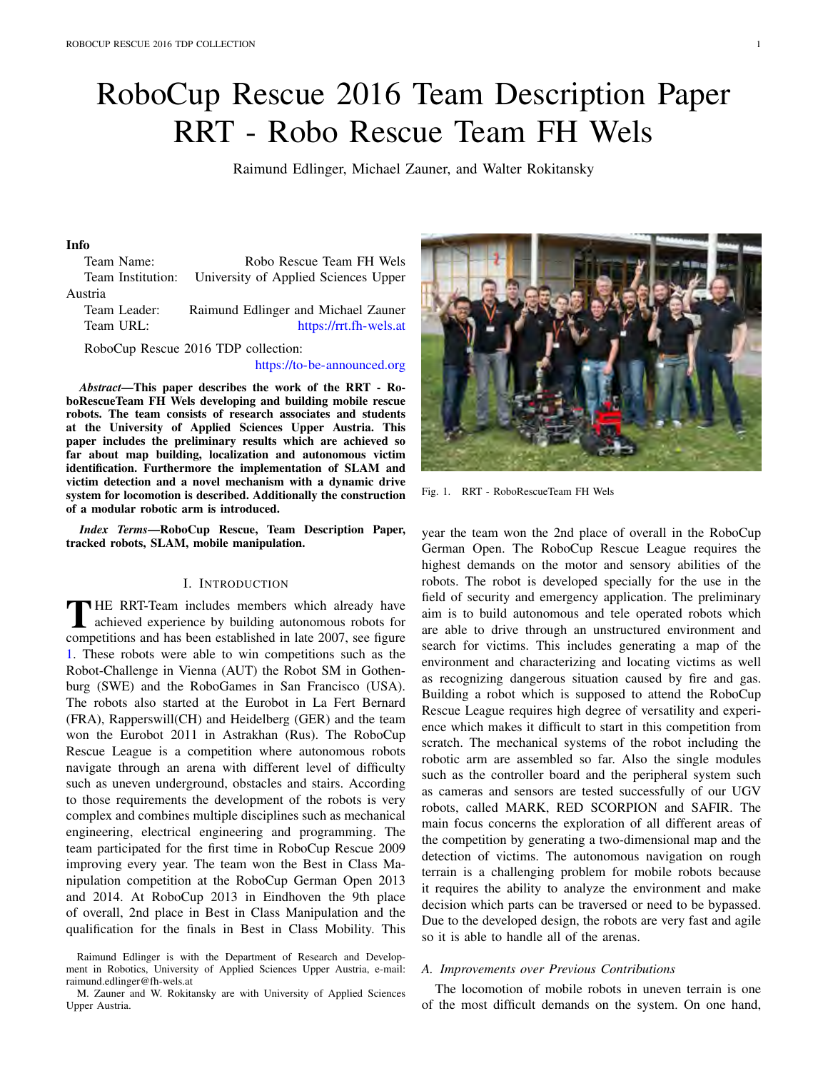# RoboCup Rescue 2016 Team Description Paper RRT - Robo Rescue Team FH Wels

Raimund Edlinger, Michael Zauner, and Walter Rokitansky

**Info**

Team Name: Robo Rescue Team FH Wels
Team Institution: University of Applied Sciences Upper Austria
Team Leader: Raimund Edlinger and Michael Zauner
Team URL: https://rrt.fh-wels.at

RoboCup Rescue 2016 TDP collection: https://to-be-announced.org

***Abstract*—This paper describes the work of the RRT - RoboRescueTeam FH Wels developing and building mobile rescue robots. The team consists of research associates and students at the University of Applied Sciences Upper Austria. This paper includes the preliminary results which are achieved so far about map building, localization and autonomous victim identification. Furthermore the implementation of SLAM and victim detection and a novel mechanism with a dynamic drive system for locomotion is described. Additionally the construction of a modular robotic arm is introduced.**

***Index Terms*—RoboCup Rescue, Team Description Paper, tracked robots, SLAM, mobile manipulation.**

## I. Introduction

The RRT-Team includes members which already have achieved experience by building autonomous robots for competitions and has been established in late 2007, see figure 1. These robots were able to win competitions such as the Robot-Challenge in Vienna (AUT) the Robot SM in Gothenburg (SWE) and the RoboGames in San Francisco (USA). The robots also started at the Eurobot in La Fert Bernard (FRA), Rapperswill(CH) and Heidelberg (GER) and the team won the Eurobot 2011 in Astrakhan (Rus). The RoboCup Rescue League is a competition where autonomous robots navigate through an arena with different level of difficulty such as uneven underground, obstacles and stairs. According to those requirements the development of the robots is very complex and combines multiple disciplines such as mechanical engineering, electrical engineering and programming. The team participated for the first time in RoboCup Rescue 2009 improving every year. The team won the Best in Class Manipulation competition at the RoboCup German Open 2013 and 2014. At RoboCup 2013 in Eindhoven the 9th place of overall, 2nd place in Best in Class Manipulation and the qualification for the finals in Best in Class Mobility. This year the team won the 2nd place of overall in the RoboCup German Open. The RoboCup Rescue League requires the highest demands on the motor and sensory abilities of the robots. The robot is developed specially for the use in the field of security and emergency application. The preliminary aim is to build autonomous and tele operated robots which are able to drive through an unstructured environment and search for victims. This includes generating a map of the environment and characterizing and locating victims as well as recognizing dangerous situation caused by fire and gas. Building a robot which is supposed to attend the RoboCup Rescue League requires high degree of versatility and experience which makes it difficult to start in this competition from scratch. The mechanical systems of the robot including the robotic arm are assembled so far. Also the single modules such as the controller board and the peripheral system such as cameras and sensors are tested successfully of our UGV robots, called MARK, RED SCORPION and SAFIR. The main focus concerns the exploration of all different areas of the competition by generating a two-dimensional map and the detection of victims. The autonomous navigation on rough terrain is a challenging problem for mobile robots because it requires the ability to analyze the environment and make decision which parts can be traversed or need to be bypassed. Due to the developed design, the robots are very fast and agile so it is able to handle all of the arenas.

Fig. 1. RRT - RoboRescueTeam FH Wels

### A. Improvements over Previous Contributions

The locomotion of mobile robots in uneven terrain is one of the most difficult demands on the system. On one hand,

Raimund Edlinger is with the Department of Research and Development in Robotics, University of Applied Sciences Upper Austria, e-mail: raimund.edlinger@fh-wels.at

M. Zauner and W. Rokitansky are with University of Applied Sciences Upper Austria.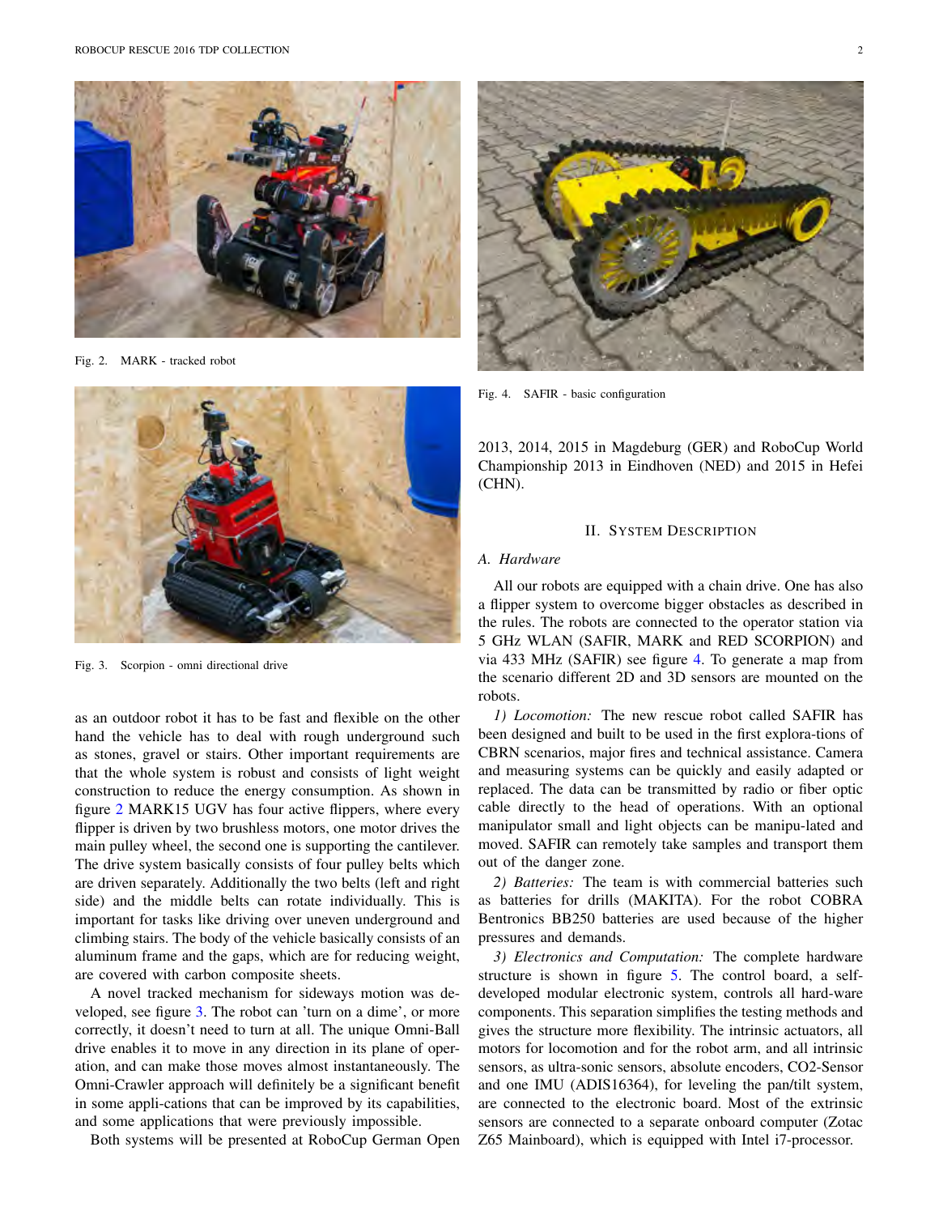Fig. 2. MARK - tracked robot

Fig. 3. Scorpion - omni directional drive

as an outdoor robot it has to be fast and flexible on the other hand the vehicle has to deal with rough underground such as stones, gravel or stairs. Other important requirements are that the whole system is robust and consists of light weight construction to reduce the energy consumption. As shown in figure 2 MARK15 UGV has four active flippers, where every flipper is driven by two brushless motors, one motor drives the main pulley wheel, the second one is supporting the cantilever. The drive system basically consists of four pulley belts which are driven separately. Additionally the two belts (left and right side) and the middle belts can rotate individually. This is important for tasks like driving over uneven underground and climbing stairs. The body of the vehicle basically consists of an aluminum frame and the gaps, which are for reducing weight, are covered with carbon composite sheets.

A novel tracked mechanism for sideways motion was developed, see figure 3. The robot can 'turn on a dime', or more correctly, it doesn't need to turn at all. The unique Omni-Ball drive enables it to move in any direction in its plane of operation, and can make those moves almost instantaneously. The Omni-Crawler approach will definitely be a significant benefit in some appli-cations that can be improved by its capabilities, and some applications that were previously impossible.

Both systems will be presented at RoboCup German Open 2013, 2014, 2015 in Magdeburg (GER) and RoboCup World Championship 2013 in Eindhoven (NED) and 2015 in Hefei (CHN).

Fig. 4. SAFIR - basic configuration

## II. System Description

### A. Hardware

All our robots are equipped with a chain drive. One has also a flipper system to overcome bigger obstacles as described in the rules. The robots are connected to the operator station via 5 GHz WLAN (SAFIR, MARK and RED SCORPION) and via 433 MHz (SAFIR) see figure 4. To generate a map from the scenario different 2D and 3D sensors are mounted on the robots.

*1) Locomotion:* The new rescue robot called SAFIR has been designed and built to be used in the first explora-tions of CBRN scenarios, major fires and technical assistance. Camera and measuring systems can be quickly and easily adapted or replaced. The data can be transmitted by radio or fiber optic cable directly to the head of operations. With an optional manipulator small and light objects can be manipu-lated and moved. SAFIR can remotely take samples and transport them out of the danger zone.

*2) Batteries:* The team is with commercial batteries such as batteries for drills (MAKITA). For the robot COBRA Bentronics BB250 batteries are used because of the higher pressures and demands.

*3) Electronics and Computation:* The complete hardware structure is shown in figure 5. The control board, a self-developed modular electronic system, controls all hard-ware components. This separation simplifies the testing methods and gives the structure more flexibility. The intrinsic actuators, all motors for locomotion and for the robot arm, and all intrinsic sensors, as ultra-sonic sensors, absolute encoders, CO2-Sensor and one IMU (ADIS16364), for leveling the pan/tilt system, are connected to the electronic board. Most of the extrinsic sensors are connected to a separate onboard computer (Zotac Z65 Mainboard), which is equipped with Intel i7-processor.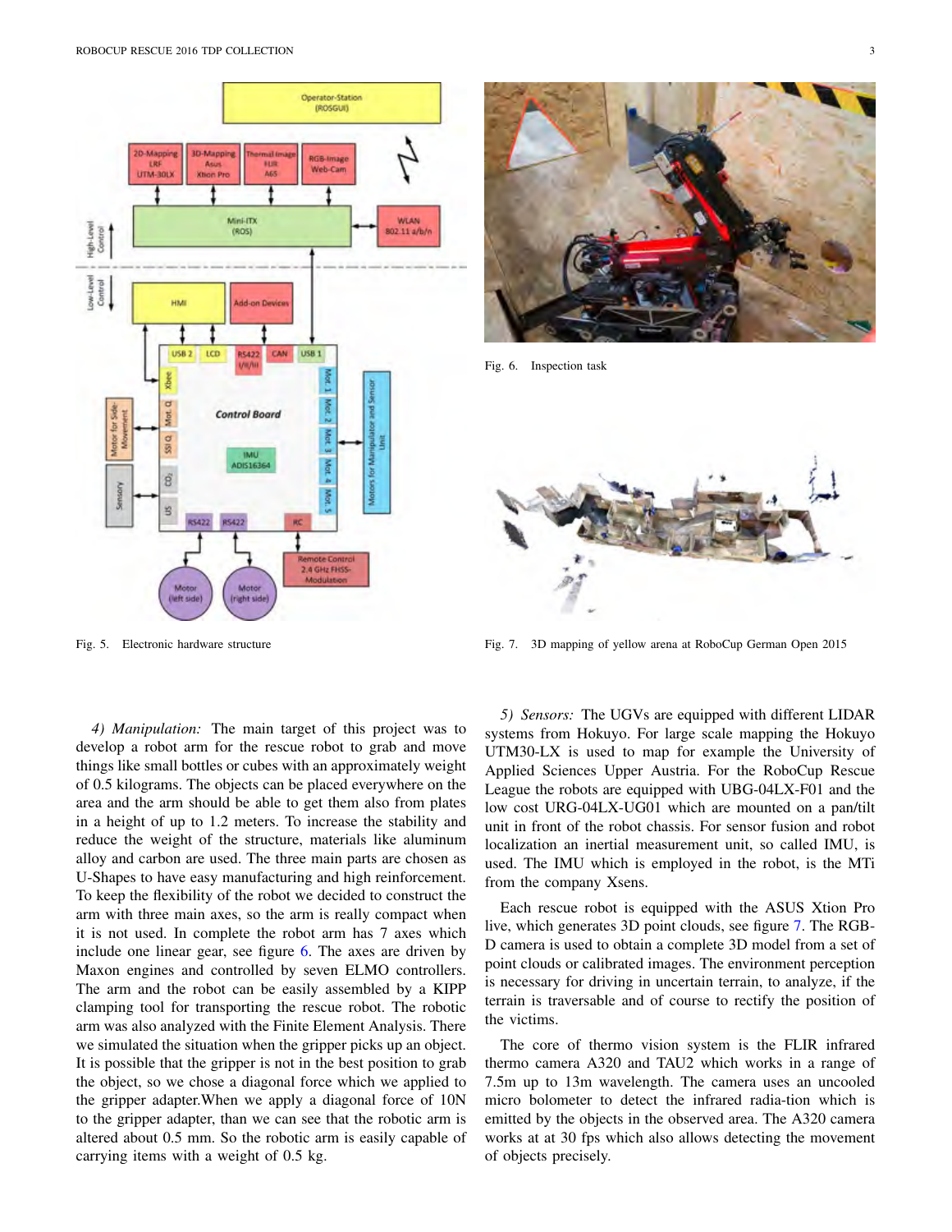Fig. 5. Electronic hardware structure

Fig. 6. Inspection task

Fig. 7. 3D mapping of yellow arena at RoboCup German Open 2015

*4) Manipulation:* The main target of this project was to develop a robot arm for the rescue robot to grab and move things like small bottles or cubes with an approximately weight of 0.5 kilograms. The objects can be placed everywhere on the area and the arm should be able to get them also from plates in a height of up to 1.2 meters. To increase the stability and reduce the weight of the structure, materials like aluminum alloy and carbon are used. The three main parts are chosen as U-Shapes to have easy manufacturing and high reinforcement. To keep the flexibility of the robot we decided to construct the arm with three main axes, so the arm is really compact when it is not used. In complete the robot arm has 7 axes which include one linear gear, see figure 6. The axes are driven by Maxon engines and controlled by seven ELMO controllers. The arm and the robot can be easily assembled by a KIPP clamping tool for transporting the rescue robot. The robotic arm was also analyzed with the Finite Element Analysis. There we simulated the situation when the gripper picks up an object. It is possible that the gripper is not in the best position to grab the object, so we chose a diagonal force which we applied to the gripper adapter.When we apply a diagonal force of 10N to the gripper adapter, than we can see that the robotic arm is altered about 0.5 mm. So the robotic arm is easily capable of carrying items with a weight of 0.5 kg.

*5) Sensors:* The UGVs are equipped with different LIDAR systems from Hokuyo. For large scale mapping the Hokuyo UTM30-LX is used to map for example the University of Applied Sciences Upper Austria. For the RoboCup Rescue League the robots are equipped with UBG-04LX-F01 and the low cost URG-04LX-UG01 which are mounted on a pan/tilt unit in front of the robot chassis. For sensor fusion and robot localization an inertial measurement unit, so called IMU, is used. The IMU which is employed in the robot, is the MTi from the company Xsens.

Each rescue robot is equipped with the ASUS Xtion Pro live, which generates 3D point clouds, see figure 7. The RGB-D camera is used to obtain a complete 3D model from a set of point clouds or calibrated images. The environment perception is necessary for driving in uncertain terrain, to analyze, if the terrain is traversable and of course to rectify the position of the victims.

The core of thermo vision system is the FLIR infrared thermo camera A320 and TAU2 which works in a range of 7.5m up to 13m wavelength. The camera uses an uncooled micro bolometer to detect the infrared radia-tion which is emitted by the objects in the observed area. The A320 camera works at at 30 fps which also allows detecting the movement of objects precisely.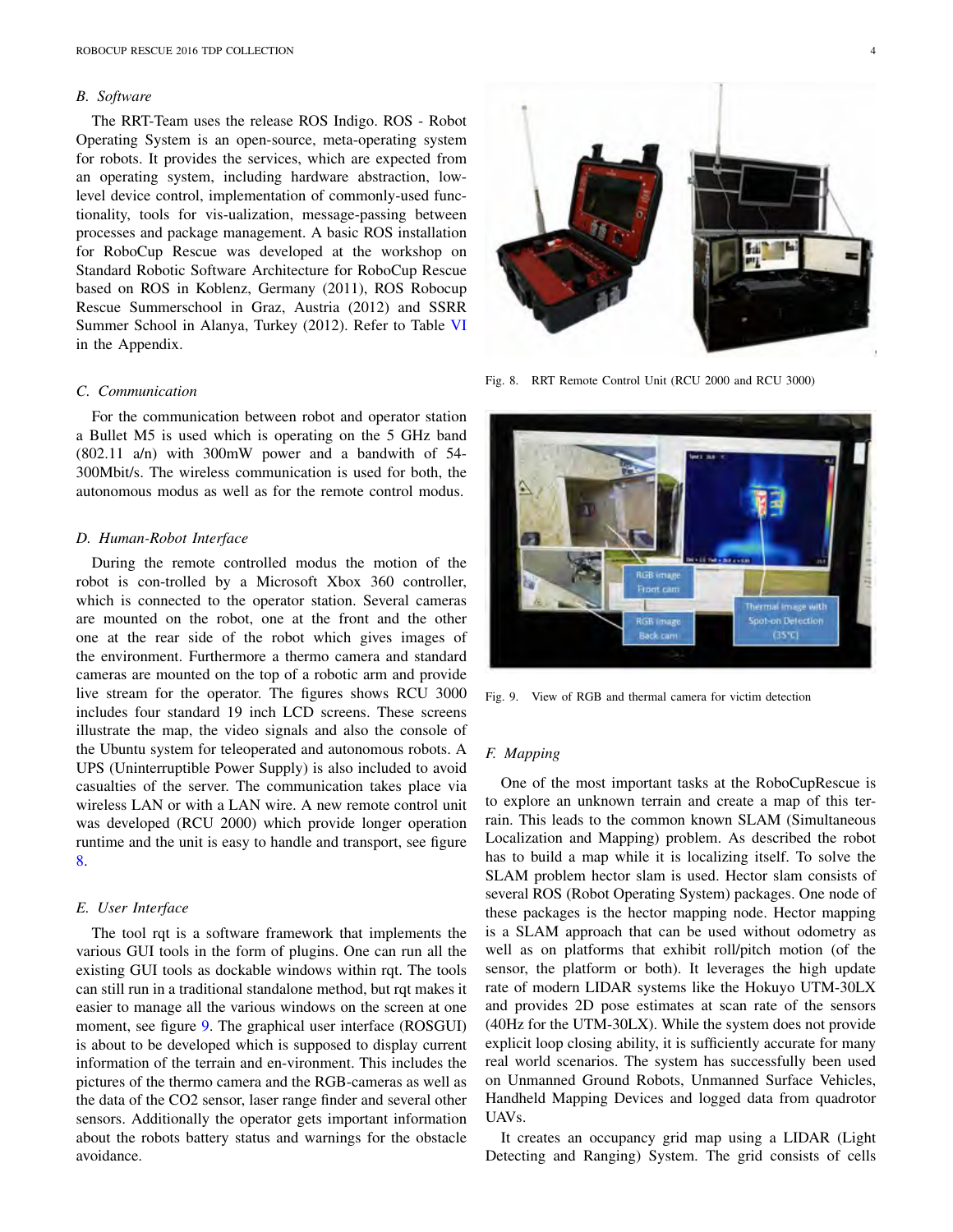### B. Software

The RRT-Team uses the release ROS Indigo. ROS - Robot Operating System is an open-source, meta-operating system for robots. It provides the services, which are expected from an operating system, including hardware abstraction, low-level device control, implementation of commonly-used functionality, tools for vis-ualization, message-passing between processes and package management. A basic ROS installation for RoboCup Rescue was developed at the workshop on Standard Robotic Software Architecture for RoboCup Rescue based on ROS in Koblenz, Germany (2011), ROS Robocup Rescue Summerschool in Graz, Austria (2012) and SSRR Summer School in Alanya, Turkey (2012). Refer to Table VI in the Appendix.

### C. Communication

For the communication between robot and operator station a Bullet M5 is used which is operating on the 5 GHz band (802.11 a/n) with 300mW power and a bandwith of 54-300Mbit/s. The wireless communication is used for both, the autonomous modus as well as for the remote control modus.

### D. Human-Robot Interface

During the remote controlled modus the motion of the robot is con-trolled by a Microsoft Xbox 360 controller, which is connected to the operator station. Several cameras are mounted on the robot, one at the front and the other one at the rear side of the robot which gives images of the environment. Furthermore a thermo camera and standard cameras are mounted on the top of a robotic arm and provide live stream for the operator. The figures shows RCU 3000 includes four standard 19 inch LCD screens. These screens illustrate the map, the video signals and also the console of the Ubuntu system for teleoperated and autonomous robots. A UPS (Uninterruptible Power Supply) is also included to avoid casualties of the server. The communication takes place via wireless LAN or with a LAN wire. A new remote control unit was developed (RCU 2000) which provide longer operation runtime and the unit is easy to handle and transport, see figure 8.

### E. User Interface

The tool rqt is a software framework that implements the various GUI tools in the form of plugins. One can run all the existing GUI tools as dockable windows within rqt. The tools can still run in a traditional standalone method, but rqt makes it easier to manage all the various windows on the screen at one moment, see figure 9. The graphical user interface (ROSGUI) is about to be developed which is supposed to display current information of the terrain and en-vironment. This includes the pictures of the thermo camera and the RGB-cameras as well as the data of the CO2 sensor, laser range finder and several other sensors. Additionally the operator gets important information about the robots battery status and warnings for the obstacle avoidance.

Fig. 8. RRT Remote Control Unit (RCU 2000 and RCU 3000)

Fig. 9. View of RGB and thermal camera for victim detection

### F. Mapping

One of the most important tasks at the RoboCupRescue is to explore an unknown terrain and create a map of this terrain. This leads to the common known SLAM (Simultaneous Localization and Mapping) problem. As described the robot has to build a map while it is localizing itself. To solve the SLAM problem hector slam is used. Hector slam consists of several ROS (Robot Operating System) packages. One node of these packages is the hector mapping node. Hector mapping is a SLAM approach that can be used without odometry as well as on platforms that exhibit roll/pitch motion (of the sensor, the platform or both). It leverages the high update rate of modern LIDAR systems like the Hokuyo UTM-30LX and provides 2D pose estimates at scan rate of the sensors (40Hz for the UTM-30LX). While the system does not provide explicit loop closing ability, it is sufficiently accurate for many real world scenarios. The system has successfully been used on Unmanned Ground Robots, Unmanned Surface Vehicles, Handheld Mapping Devices and logged data from quadrotor UAVs.

It creates an occupancy grid map using a LIDAR (Light Detecting and Ranging) System. The grid consists of cells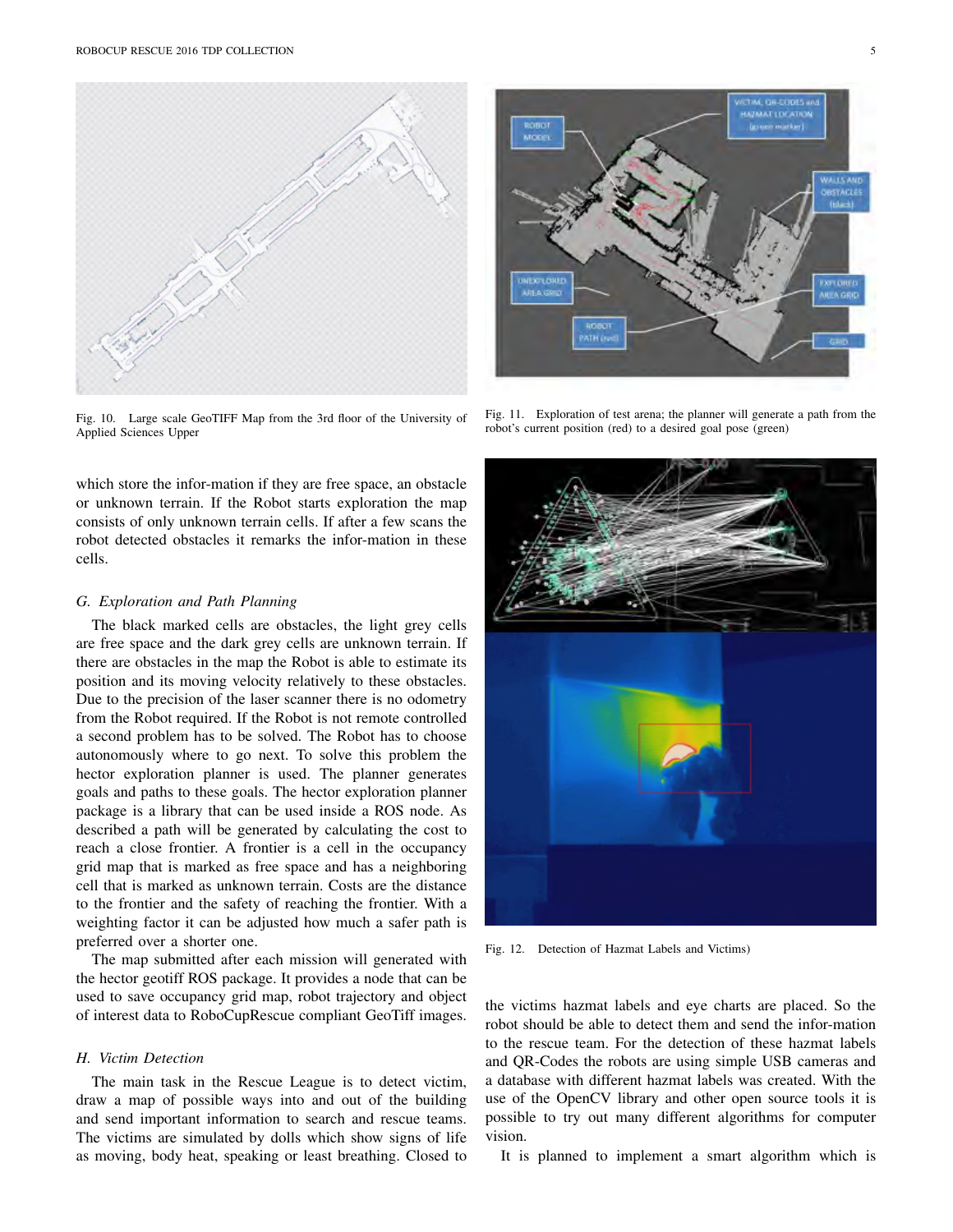Fig. 10. Large scale GeoTIFF Map from the 3rd floor of the University of Applied Sciences Upper

Fig. 11. Exploration of test arena; the planner will generate a path from the robot's current position (red) to a desired goal pose (green)

which store the infor-mation if they are free space, an obstacle or unknown terrain. If the Robot starts exploration the map consists of only unknown terrain cells. If after a few scans the robot detected obstacles it remarks the infor-mation in these cells.

### G. Exploration and Path Planning

The black marked cells are obstacles, the light grey cells are free space and the dark grey cells are unknown terrain. If there are obstacles in the map the Robot is able to estimate its position and its moving velocity relatively to these obstacles. Due to the precision of the laser scanner there is no odometry from the Robot required. If the Robot is not remote controlled a second problem has to be solved. The Robot has to choose autonomously where to go next. To solve this problem the hector exploration planner is used. The planner generates goals and paths to these goals. The hector exploration planner package is a library that can be used inside a ROS node. As described a path will be generated by calculating the cost to reach a close frontier. A frontier is a cell in the occupancy grid map that is marked as free space and has a neighboring cell that is marked as unknown terrain. Costs are the distance to the frontier and the safety of reaching the frontier. With a weighting factor it can be adjusted how much a safer path is preferred over a shorter one.

The map submitted after each mission will generated with the hector geotiff ROS package. It provides a node that can be used to save occupancy grid map, robot trajectory and object of interest data to RoboCupRescue compliant GeoTiff images.

### H. Victim Detection

The main task in the Rescue League is to detect victim, draw a map of possible ways into and out of the building and send important information to search and rescue teams. The victims are simulated by dolls which show signs of life as moving, body heat, speaking or least breathing. Closed to the victims hazmat labels and eye charts are placed. So the robot should be able to detect them and send the infor-mation to the rescue team. For the detection of these hazmat labels and QR-Codes the robots are using simple USB cameras and a database with different hazmat labels was created. With the use of the OpenCV library and other open source tools it is possible to try out many different algorithms for computer vision.

Fig. 12. Detection of Hazmat Labels and Victims)

It is planned to implement a smart algorithm which is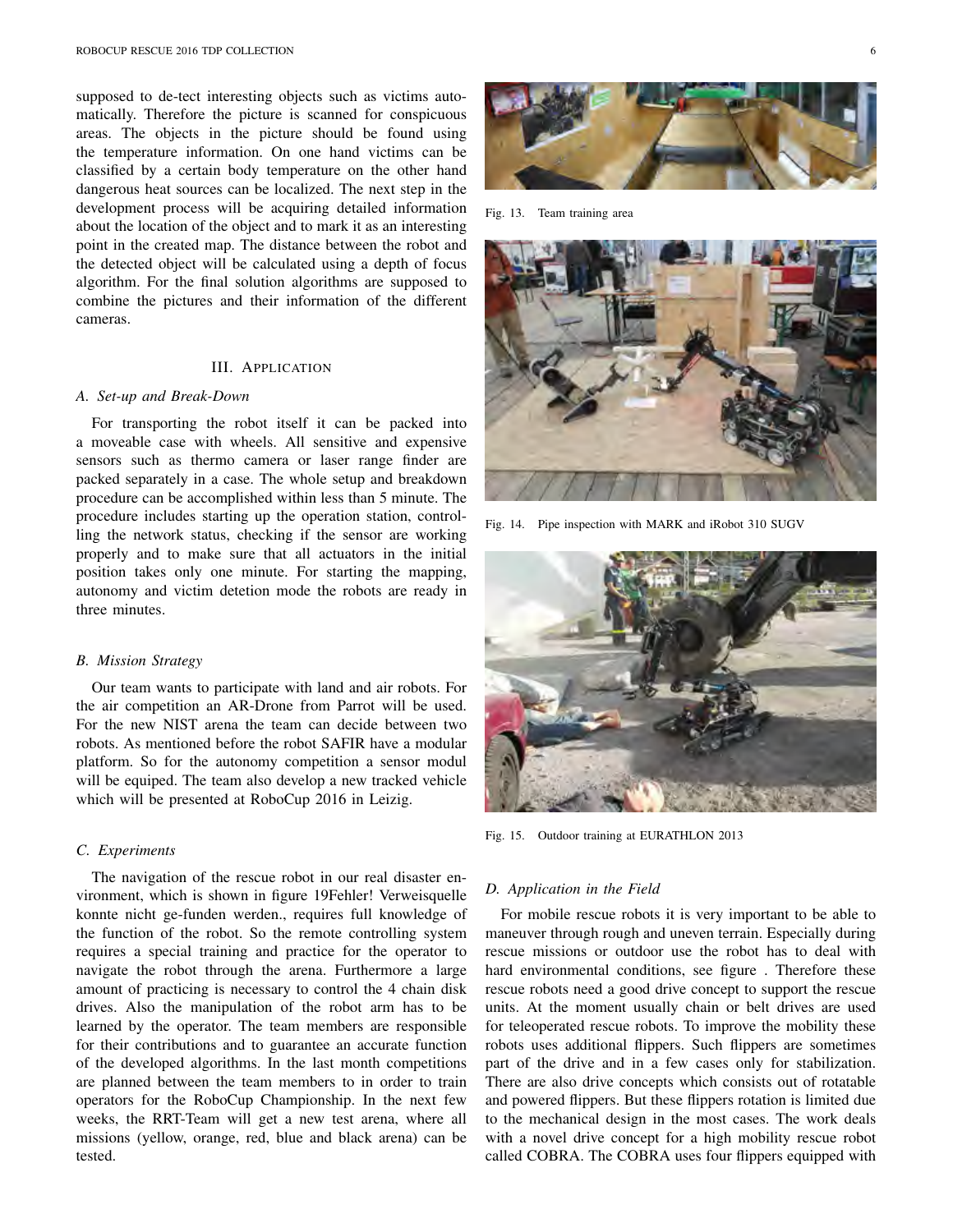supposed to de-tect interesting objects such as victims automatically. Therefore the picture is scanned for conspicuous areas. The objects in the picture should be found using the temperature information. On one hand victims can be classified by a certain body temperature on the other hand dangerous heat sources can be localized. The next step in the development process will be acquiring detailed information about the location of the object and to mark it as an interesting point in the created map. The distance between the robot and the detected object will be calculated using a depth of focus algorithm. For the final solution algorithms are supposed to combine the pictures and their information of the different cameras.

## III. Application

### A. Set-up and Break-Down

For transporting the robot itself it can be packed into a moveable case with wheels. All sensitive and expensive sensors such as thermo camera or laser range finder are packed separately in a case. The whole setup and breakdown procedure can be accomplished within less than 5 minute. The procedure includes starting up the operation station, controlling the network status, checking if the sensor are working properly and to make sure that all actuators in the initial position takes only one minute. For starting the mapping, autonomy and victim detetion mode the robots are ready in three minutes.

### B. Mission Strategy

Our team wants to participate with land and air robots. For the air competition an AR-Drone from Parrot will be used. For the new NIST arena the team can decide between two robots. As mentioned before the robot SAFIR have a modular platform. So for the autonomy competition a sensor modul will be equiped. The team also develop a new tracked vehicle which will be presented at RoboCup 2016 in Leizig.

### C. Experiments

The navigation of the rescue robot in our real disaster environment, which is shown in figure 19Fehler! Verweisquelle konnte nicht ge-funden werden., requires full knowledge of the function of the robot. So the remote controlling system requires a special training and practice for the operator to navigate the robot through the arena. Furthermore a large amount of practicing is necessary to control the 4 chain disk drives. Also the manipulation of the robot arm has to be learned by the operator. The team members are responsible for their contributions and to guarantee an accurate function of the developed algorithms. In the last month competitions are planned between the team members to in order to train operators for the RoboCup Championship. In the next few weeks, the RRT-Team will get a new test arena, where all missions (yellow, orange, red, blue and black arena) can be tested.

Fig. 13. Team training area

Fig. 14. Pipe inspection with MARK and iRobot 310 SUGV

Fig. 15. Outdoor training at EURATHLON 2013

### D. Application in the Field

For mobile rescue robots it is very important to be able to maneuver through rough and uneven terrain. Especially during rescue missions or outdoor use the robot has to deal with hard environmental conditions, see figure . Therefore these rescue robots need a good drive concept to support the rescue units. At the moment usually chain or belt drives are used for teleoperated rescue robots. To improve the mobility these robots uses additional flippers. Such flippers are sometimes part of the drive and in a few cases only for stabilization. There are also drive concepts which consists out of rotatable and powered flippers. But these flippers rotation is limited due to the mechanical design in the most cases. The work deals with a novel drive concept for a high mobility rescue robot called COBRA. The COBRA uses four flippers equipped with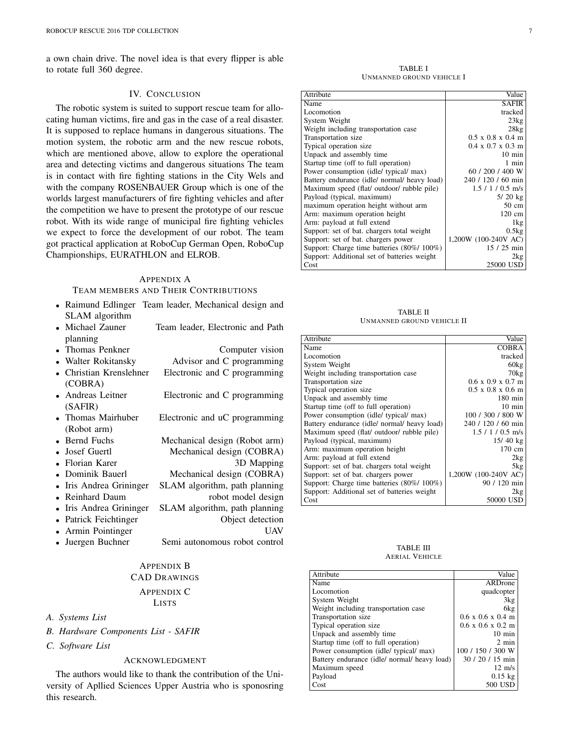a own chain drive. The novel idea is that every flipper is able to rotate full 360 degree.

## IV. Conclusion

The robotic system is suited to support rescue team for allocating human victims, fire and gas in the case of a real disaster. It is supposed to replace humans in dangerous situations. The motion system, the robotic arm and the new rescue robots, which are mentioned above, allow to explore the operational area and detecting victims and dangerous situations The team is in contact with fire fighting stations in the City Wels and with the company ROSENBAUER Group which is one of the worlds largest manufacturers of fire fighting vehicles and after the competition we have to present the prototype of our rescue robot. With its wide range of municipal fire fighting vehicles we expect to force the development of our robot. The team got practical application at RoboCup German Open, RoboCup Championships, EURATHLON and ELROB.

## Appendix A
### Team members and Their Contributions

- Raimund Edlinger Team leader, Mechanical design and SLAM algorithm
- Michael Zauner Team leader, Electronic and Path planning
- Thomas Penkner Computer vision
- Walter Rokitansky Advisor and C programming
- Christian Krenslehner (COBRA) Electronic and C programming
- Andreas Leitner (SAFIR) Electronic and C programming
- Thomas Mairhuber (Robot arm) Electronic and uC programming
- Bernd Fuchs Mechanical design (Robot arm)
- Josef Guertl Mechanical design (COBRA)
- Florian Karer 3D Mapping
- Dominik Bauerl Mechanical design (COBRA)
- Iris Andrea Gringinger SLAM algorithm, path planning
- Reinhard Daum robot model design
- Iris Andrea Gringinger SLAM algorithm, path planning
- Patrick Feichtinger Object detection
- Armin Pointinger UAV
- Juergen Buchner Semi autonomous robot control

## Appendix B
### CAD Drawings

## Appendix C
### Lists

*A. Systems List*

*B. Hardware Components List - SAFIR*

*C. Software List*

## Acknowledgment

The authors would like to thank the contribution of the University of Apllied Sciences Upper Austria who is sponosring this research.

TABLE I
Unmanned ground vehicle I

| Attribute | Value |
|---|---|
| Name | SAFIR |
| Locomotion | tracked |
| System Weight | 23kg |
| Weight including transportation case | 28kg |
| Transportation size | 0.5 x 0.8 x 0.4 m |
| Typical operation size | 0.4 x 0.7 x 0.3 m |
| Unpack and assembly time | 10 min |
| Startup time (off to full operation) | 1 min |
| Power consumption (idle/ typical/ max) | 60 / 200 / 400 W |
| Battery endurance (idle/ normal/ heavy load) | 240 / 120 / 60 min |
| Maximum speed (flat/ outdoor/ rubble pile) | 1.5 / 1 / 0.5 m/s |
| Payload (typical, maximum) | 5/ 20 kg |
| maximum operation height without arm | 50 cm |
| Arm: maximum operation height | 120 cm |
| Arm: payload at full extend | 1kg |
| Support: set of bat. chargers total weight | 0.5kg |
| Support: set of bat. chargers power | 1,200W (100-240V AC) |
| Support: Charge time batteries (80%/ 100%) | 15 / 25 min |
| Support: Additional set of batteries weight | 2kg |
| Cost | 25000 USD |

TABLE II
Unmanned ground vehicle II

| Attribute | Value |
|---|---|
| Name | COBRA |
| Locomotion | tracked |
| System Weight | 60kg |
| Weight including transportation case | 70kg |
| Transportation size | 0.6 x 0.9 x 0.7 m |
| Typical operation size | 0.5 x 0.8 x 0.6 m |
| Unpack and assembly time | 180 min |
| Startup time (off to full operation) | 10 min |
| Power consumption (idle/ typical/ max) | 100 / 300 / 800 W |
| Battery endurance (idle/ normal/ heavy load) | 240 / 120 / 60 min |
| Maximum speed (flat/ outdoor/ rubble pile) | 1.5 / 1 / 0.5 m/s |
| Payload (typical, maximum) | 15/ 40 kg |
| Arm: maximum operation height | 170 cm |
| Arm: payload at full extend | 2kg |
| Support: set of bat. chargers total weight | 5kg |
| Support: set of bat. chargers power | 1,200W (100-240V AC) |
| Support: Charge time batteries (80%/ 100%) | 90 / 120 min |
| Support: Additional set of batteries weight | 2kg |
| Cost | 50000 USD |

TABLE III
Aerial Vehicle

| Attribute | Value |
|---|---|
| Name | ARDrone |
| Locomotion | quadcopter |
| System Weight | 3kg |
| Weight including transportation case | 6kg |
| Transportation size | 0.6 x 0.6 x 0.4 m |
| Typical operation size | 0.6 x 0.6 x 0.2 m |
| Unpack and assembly time | 10 min |
| Startup time (off to full operation) | 2 min |
| Power consumption (idle/ typical/ max) | 100 / 150 / 300 W |
| Battery endurance (idle/ normal/ heavy load) | 30 / 20 / 15 min |
| Maximum speed | 12 m/s |
| Payload | 0.15 kg |
| Cost | 500 USD |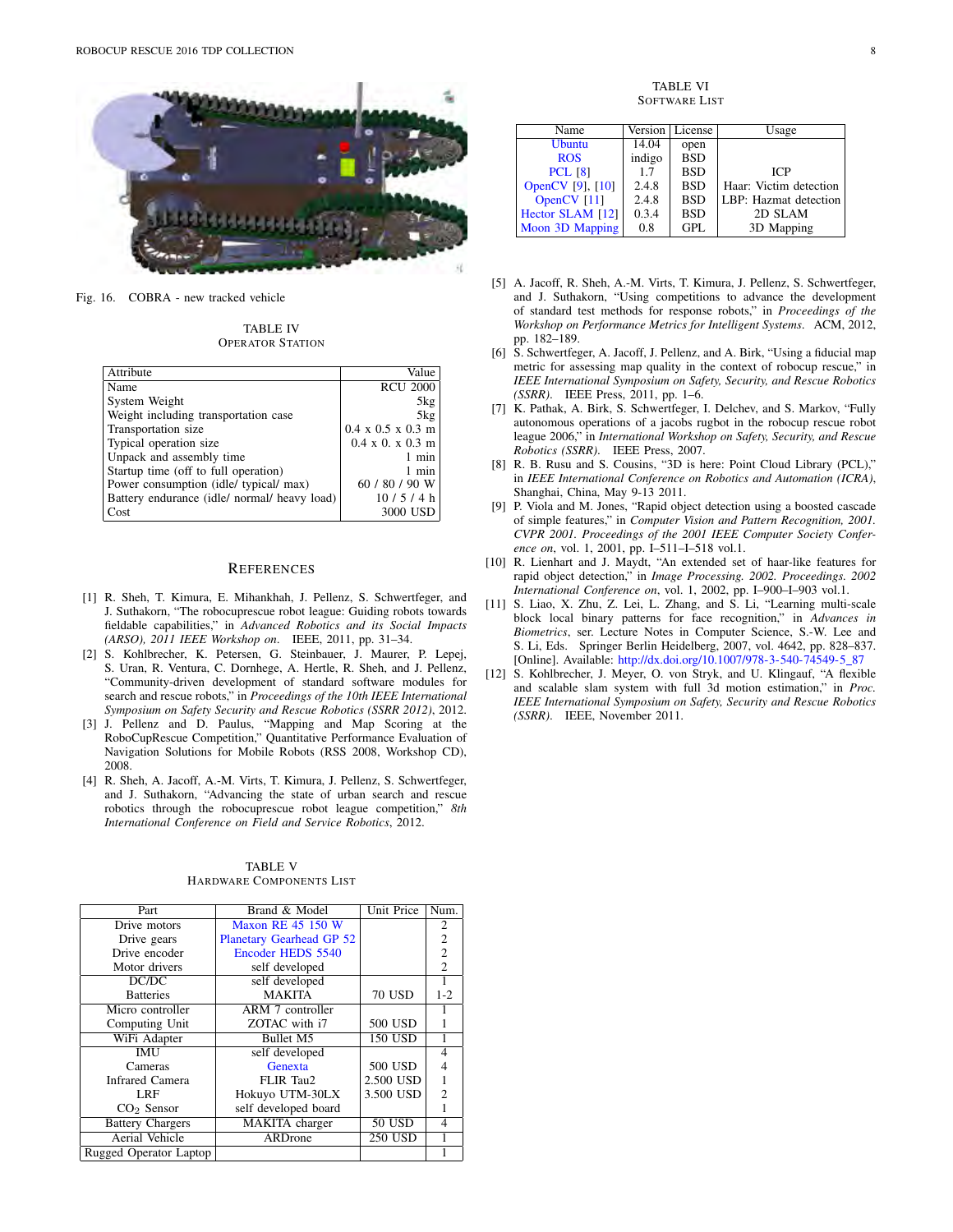Fig. 16. COBRA - new tracked vehicle

TABLE IV
OPERATOR STATION

| Attribute | Value |
|---|---|
| Name | RCU 2000 |
| System Weight | 5kg |
| Weight including transportation case | 5kg |
| Transportation size | 0.4 x 0.5 x 0.3 m |
| Typical operation size | 0.4 x 0. x 0.3 m |
| Unpack and assembly time | 1 min |
| Startup time (off to full operation) | 1 min |
| Power consumption (idle/ typical/ max) | 60 / 80 / 90 W |
| Battery endurance (idle/ normal/ heavy load) | 10 / 5 / 4 h |
| Cost | 3000 USD |

## REFERENCES

[1] R. Sheh, T. Kimura, E. Mihankhah, J. Pellenz, S. Schwertfeger, and J. Suthakorn, "The robocuprescue robot league: Guiding robots towards fieldable capabilities," in *Advanced Robotics and its Social Impacts (ARSO), 2011 IEEE Workshop on*. IEEE, 2011, pp. 31–34.

[2] S. Kohlbrecher, K. Petersen, G. Steinbauer, J. Maurer, P. Lepej, S. Uran, R. Ventura, C. Dornhege, A. Hertle, R. Sheh, and J. Pellenz, "Community-driven development of standard software modules for search and rescue robots," in *Proceedings of the 10th IEEE International Symposium on Safety Security and Rescue Robotics (SSRR 2012)*, 2012.

[3] J. Pellenz and D. Paulus, "Mapping and Map Scoring at the RoboCupRescue Competition," Quantitative Performance Evaluation of Navigation Solutions for Mobile Robots (RSS 2008, Workshop CD), 2008.

[4] R. Sheh, A. Jacoff, A.-M. Virts, T. Kimura, J. Pellenz, S. Schwertfeger, and J. Suthakorn, "Advancing the state of urban search and rescue robotics through the robocuprescue robot league competition," *8th International Conference on Field and Service Robotics*, 2012.

TABLE V
HARDWARE COMPONENTS LIST

| Part | Brand & Model | Unit Price | Num. |
|---|---|---|---|
| Drive motors | Maxon RE 45 150 W | | 2 |
| Drive gears | Planetary Gearhead GP 52 | | 2 |
| Drive encoder | Encoder HEDS 5540 | | 2 |
| Motor drivers | self developed | | 2 |
| DC/DC | self developed | | 1 |
| Batteries | MAKITA | 70 USD | 1-2 |
| Micro controller | ARM 7 controller | | 1 |
| Computing Unit | ZOTAC with i7 | 500 USD | 1 |
| WiFi Adapter | Bullet M5 | 150 USD | 1 |
| IMU | self developed | | 4 |
| Cameras | Genexta | 500 USD | 4 |
| Infrared Camera | FLIR Tau2 | 2.500 USD | 1 |
| LRF | Hokuyo UTM-30LX | 3.500 USD | 2 |
| $CO_2$ Sensor | self developed board | | 1 |
| Battery Chargers | MAKITA charger | 50 USD | 4 |
| Aerial Vehicle | ARDrone | 250 USD | 1 |
| Rugged Operator Laptop | | | 1 |

TABLE VI
SOFTWARE LIST

| Name | Version | License | Usage |
|---|---|---|---|
| Ubuntu | 14.04 | open | |
| ROS | indigo | BSD | |
| PCL [8] | 1.7 | BSD | ICP |
| OpenCV [9], [10] | 2.4.8 | BSD | Haar: Victim detection |
| OpenCV [11] | 2.4.8 | BSD | LBP: Hazmat detection |
| Hector SLAM [12] | 0.3.4 | BSD | 2D SLAM |
| Moon 3D Mapping | 0.8 | GPL | 3D Mapping |

[5] A. Jacoff, R. Sheh, A.-M. Virts, T. Kimura, J. Pellenz, S. Schwertfeger, and J. Suthakorn, "Using competitions to advance the development of standard test methods for response robots," in *Proceedings of the Workshop on Performance Metrics for Intelligent Systems*. ACM, 2012, pp. 182–189.

[6] S. Schwertfeger, A. Jacoff, J. Pellenz, and A. Birk, "Using a fiducial map metric for assessing map quality in the context of robocup rescue," in *IEEE International Symposium on Safety, Security, and Rescue Robotics (SSRR)*. IEEE Press, 2011, pp. 1–6.

[7] K. Pathak, A. Birk, S. Schwertfeger, I. Delchev, and S. Markov, "Fully autonomous operations of a jacobs rugbot in the robocup rescue robot league 2006," in *International Workshop on Safety, Security, and Rescue Robotics (SSRR)*. IEEE Press, 2007.

[8] R. B. Rusu and S. Cousins, "3D is here: Point Cloud Library (PCL)," in *IEEE International Conference on Robotics and Automation (ICRA)*, Shanghai, China, May 9-13 2011.

[9] P. Viola and M. Jones, "Rapid object detection using a boosted cascade of simple features," in *Computer Vision and Pattern Recognition, 2001. CVPR 2001. Proceedings of the 2001 IEEE Computer Society Conference on*, vol. 1, 2001, pp. I–511–I–518 vol.1.

[10] R. Lienhart and J. Maydt, "An extended set of haar-like features for rapid object detection," in *Image Processing. 2002. Proceedings. 2002 International Conference on*, vol. 1, 2002, pp. I–900–I–903 vol.1.

[11] S. Liao, X. Zhu, Z. Lei, L. Zhang, and S. Li, "Learning multi-scale block local binary patterns for face recognition," in *Advances in Biometrics*, ser. Lecture Notes in Computer Science, S.-W. Lee and S. Li, Eds. Springer Berlin Heidelberg, 2007, vol. 4642, pp. 828–837. [Online]. Available: http://dx.doi.org/10.1007/978-3-540-74549-5_87

[12] S. Kohlbrecher, J. Meyer, O. von Stryk, and U. Klingauf, "A flexible and scalable slam system with full 3d motion estimation," in *Proc. IEEE International Symposium on Safety, Security and Rescue Robotics (SSRR)*. IEEE, November 2011.